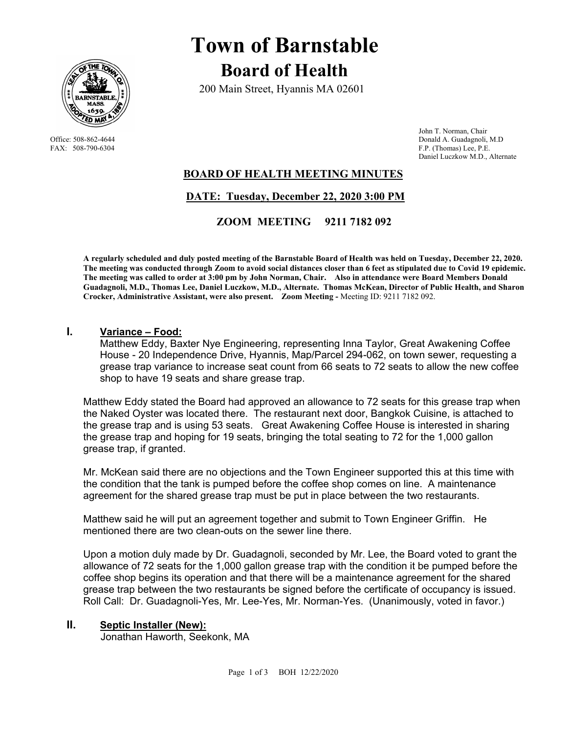# Town of Barnstable

## Board of Health

200 Main Street, Hyannis MA 02601

Office: 508-862-4644
FAX: 508-790-6304

John T. Norman, Chair
Donald A. Guadagnoli, M.D
F.P. (Thomas) Lee, P.E.
Daniel Luczkow M.D., Alternate

### BOARD OF HEALTH MEETING MINUTES

### DATE: Tuesday, December 22, 2020 3:00 PM

### ZOOM MEETING 9211 7182 092

**A regularly scheduled and duly posted meeting of the Barnstable Board of Health was held on Tuesday, December 22, 2020. The meeting was conducted through Zoom to avoid social distances closer than 6 feet as stipulated due to Covid 19 epidemic. The meeting was called to order at 3:00 pm by John Norman, Chair. Also in attendance were Board Members Donald Guadagnoli, M.D., Thomas Lee, Daniel Luczkow, M.D., Alternate. Thomas McKean, Director of Public Health, and Sharon Crocker, Administrative Assistant, were also present. Zoom Meeting -** Meeting ID: 9211 7182 092.

## I. Variance – Food:

Matthew Eddy, Baxter Nye Engineering, representing Inna Taylor, Great Awakening Coffee House - 20 Independence Drive, Hyannis, Map/Parcel 294-062, on town sewer, requesting a grease trap variance to increase seat count from 66 seats to 72 seats to allow the new coffee shop to have 19 seats and share grease trap.

Matthew Eddy stated the Board had approved an allowance to 72 seats for this grease trap when the Naked Oyster was located there. The restaurant next door, Bangkok Cuisine, is attached to the grease trap and is using 53 seats. Great Awakening Coffee House is interested in sharing the grease trap and hoping for 19 seats, bringing the total seating to 72 for the 1,000 gallon grease trap, if granted.

Mr. McKean said there are no objections and the Town Engineer supported this at this time with the condition that the tank is pumped before the coffee shop comes on line. A maintenance agreement for the shared grease trap must be put in place between the two restaurants.

Matthew said he will put an agreement together and submit to Town Engineer Griffin. He mentioned there are two clean-outs on the sewer line there.

Upon a motion duly made by Dr. Guadagnoli, seconded by Mr. Lee, the Board voted to grant the allowance of 72 seats for the 1,000 gallon grease trap with the condition it be pumped before the coffee shop begins its operation and that there will be a maintenance agreement for the shared grease trap between the two restaurants be signed before the certificate of occupancy is issued. Roll Call: Dr. Guadagnoli-Yes, Mr. Lee-Yes, Mr. Norman-Yes. (Unanimously, voted in favor.)

## II. Septic Installer (New):

Jonathan Haworth, Seekonk, MA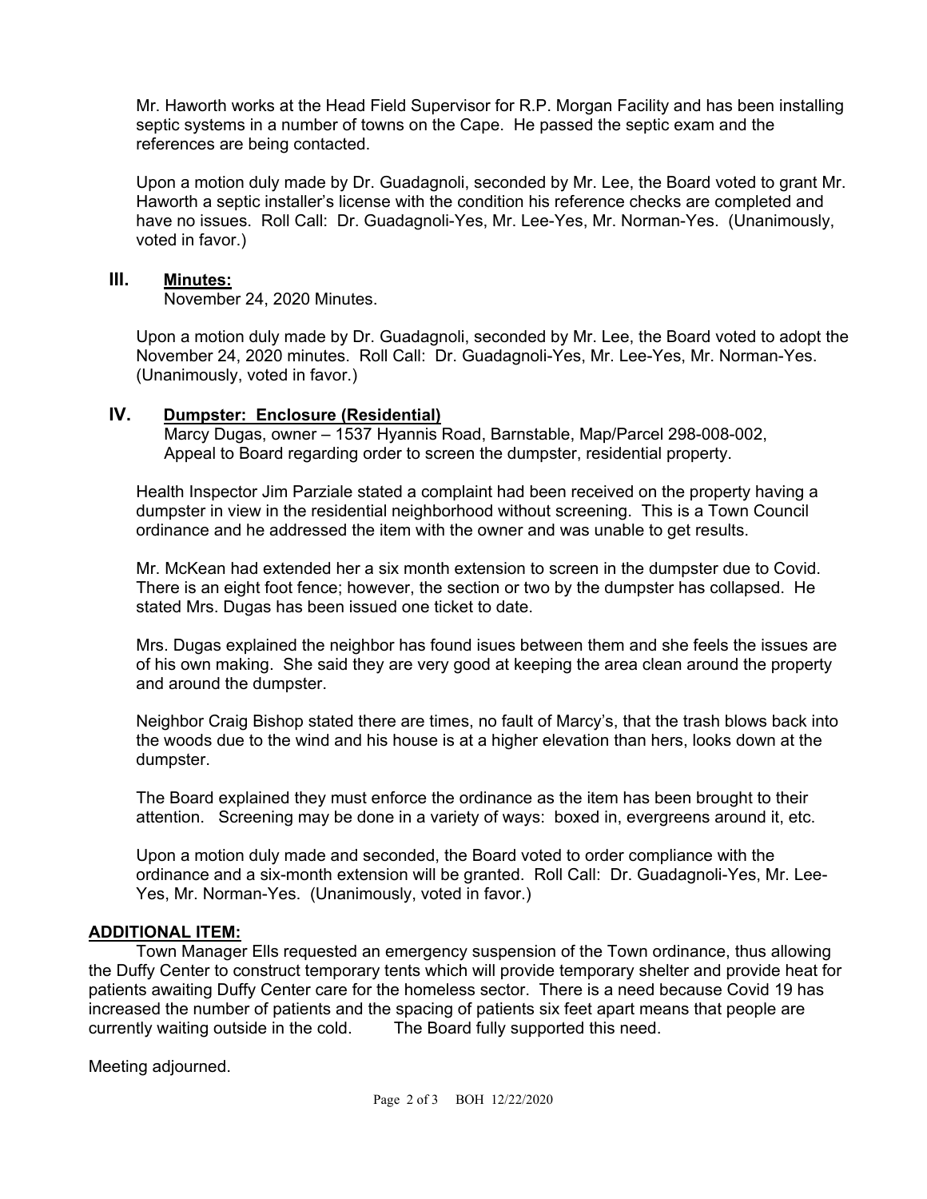Mr. Haworth works at the Head Field Supervisor for R.P. Morgan Facility and has been installing septic systems in a number of towns on the Cape. He passed the septic exam and the references are being contacted.

Upon a motion duly made by Dr. Guadagnoli, seconded by Mr. Lee, the Board voted to grant Mr. Haworth a septic installer's license with the condition his reference checks are completed and have no issues. Roll Call: Dr. Guadagnoli-Yes, Mr. Lee-Yes, Mr. Norman-Yes. (Unanimously, voted in favor.)

## III. Minutes:

November 24, 2020 Minutes.

Upon a motion duly made by Dr. Guadagnoli, seconded by Mr. Lee, the Board voted to adopt the November 24, 2020 minutes. Roll Call: Dr. Guadagnoli-Yes, Mr. Lee-Yes, Mr. Norman-Yes. (Unanimously, voted in favor.)

## IV. Dumpster: Enclosure (Residential)

Marcy Dugas, owner – 1537 Hyannis Road, Barnstable, Map/Parcel 298-008-002, Appeal to Board regarding order to screen the dumpster, residential property.

Health Inspector Jim Parziale stated a complaint had been received on the property having a dumpster in view in the residential neighborhood without screening. This is a Town Council ordinance and he addressed the item with the owner and was unable to get results.

Mr. McKean had extended her a six month extension to screen in the dumpster due to Covid. There is an eight foot fence; however, the section or two by the dumpster has collapsed. He stated Mrs. Dugas has been issued one ticket to date.

Mrs. Dugas explained the neighbor has found isues between them and she feels the issues are of his own making. She said they are very good at keeping the area clean around the property and around the dumpster.

Neighbor Craig Bishop stated there are times, no fault of Marcy's, that the trash blows back into the woods due to the wind and his house is at a higher elevation than hers, looks down at the dumpster.

The Board explained they must enforce the ordinance as the item has been brought to their attention. Screening may be done in a variety of ways: boxed in, evergreens around it, etc.

Upon a motion duly made and seconded, the Board voted to order compliance with the ordinance and a six-month extension will be granted. Roll Call: Dr. Guadagnoli-Yes, Mr. Lee-Yes, Mr. Norman-Yes. (Unanimously, voted in favor.)

## ADDITIONAL ITEM:

Town Manager Ells requested an emergency suspension of the Town ordinance, thus allowing the Duffy Center to construct temporary tents which will provide temporary shelter and provide heat for patients awaiting Duffy Center care for the homeless sector. There is a need because Covid 19 has increased the number of patients and the spacing of patients six feet apart means that people are currently waiting outside in the cold. The Board fully supported this need.

Meeting adjourned.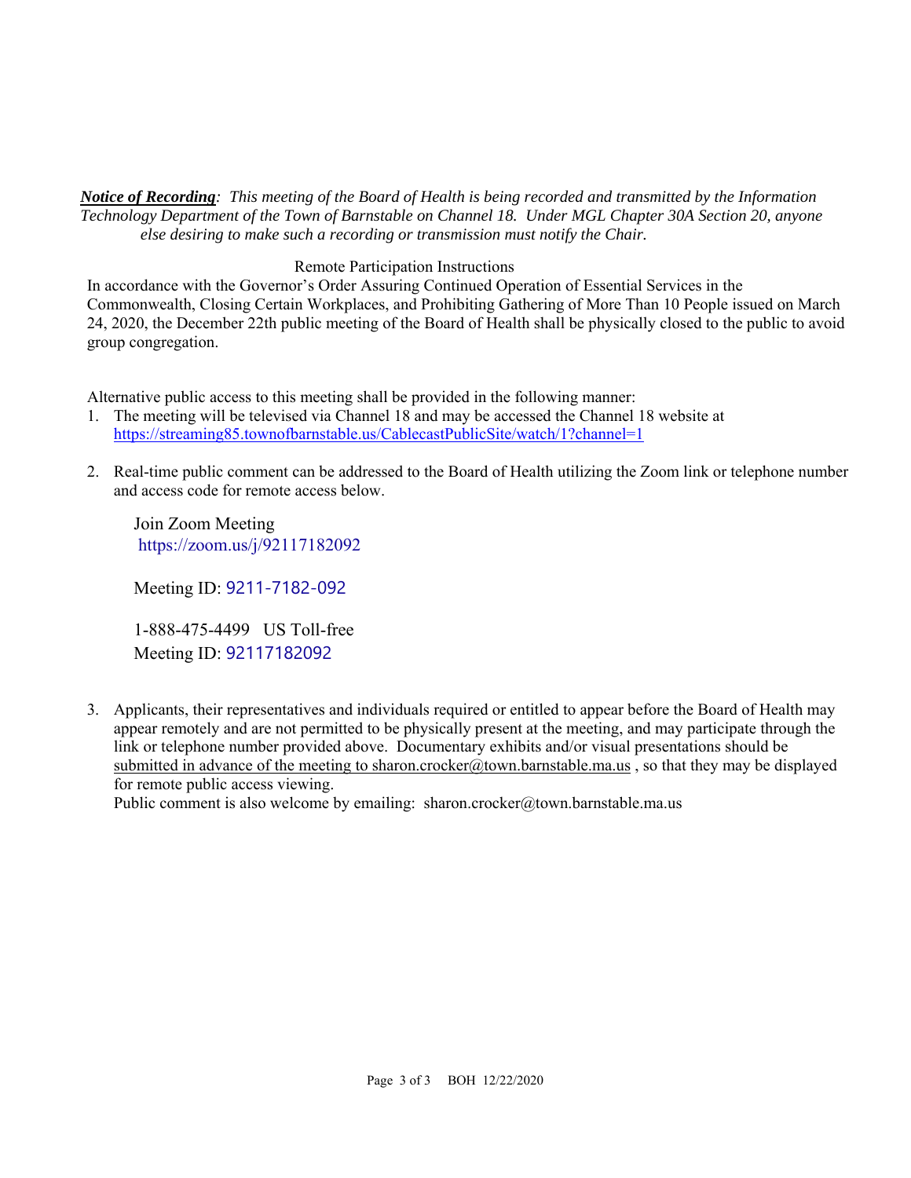***Notice of Recording**: This meeting of the Board of Health is being recorded and transmitted by the Information Technology Department of the Town of Barnstable on Channel 18. Under MGL Chapter 30A Section 20, anyone else desiring to make such a recording or transmission must notify the Chair.*

Remote Participation Instructions

In accordance with the Governor's Order Assuring Continued Operation of Essential Services in the Commonwealth, Closing Certain Workplaces, and Prohibiting Gathering of More Than 10 People issued on March 24, 2020, the December 22th public meeting of the Board of Health shall be physically closed to the public to avoid group congregation.

Alternative public access to this meeting shall be provided in the following manner:

1. The meeting will be televised via Channel 18 and may be accessed the Channel 18 website at https://streaming85.townofbarnstable.us/CablecastPublicSite/watch/1?channel=1

2. Real-time public comment can be addressed to the Board of Health utilizing the Zoom link or telephone number and access code for remote access below.

   Join Zoom Meeting
   https://zoom.us/j/92117182092

   Meeting ID: 9211-7182-092

   1-888-475-4499 US Toll-free
   Meeting ID: 92117182092

3. Applicants, their representatives and individuals required or entitled to appear before the Board of Health may appear remotely and are not permitted to be physically present at the meeting, and may participate through the link or telephone number provided above. Documentary exhibits and/or visual presentations should be submitted in advance of the meeting to sharon.crocker@town.barnstable.ma.us , so that they may be displayed for remote public access viewing.
   Public comment is also welcome by emailing: sharon.crocker@town.barnstable.ma.us